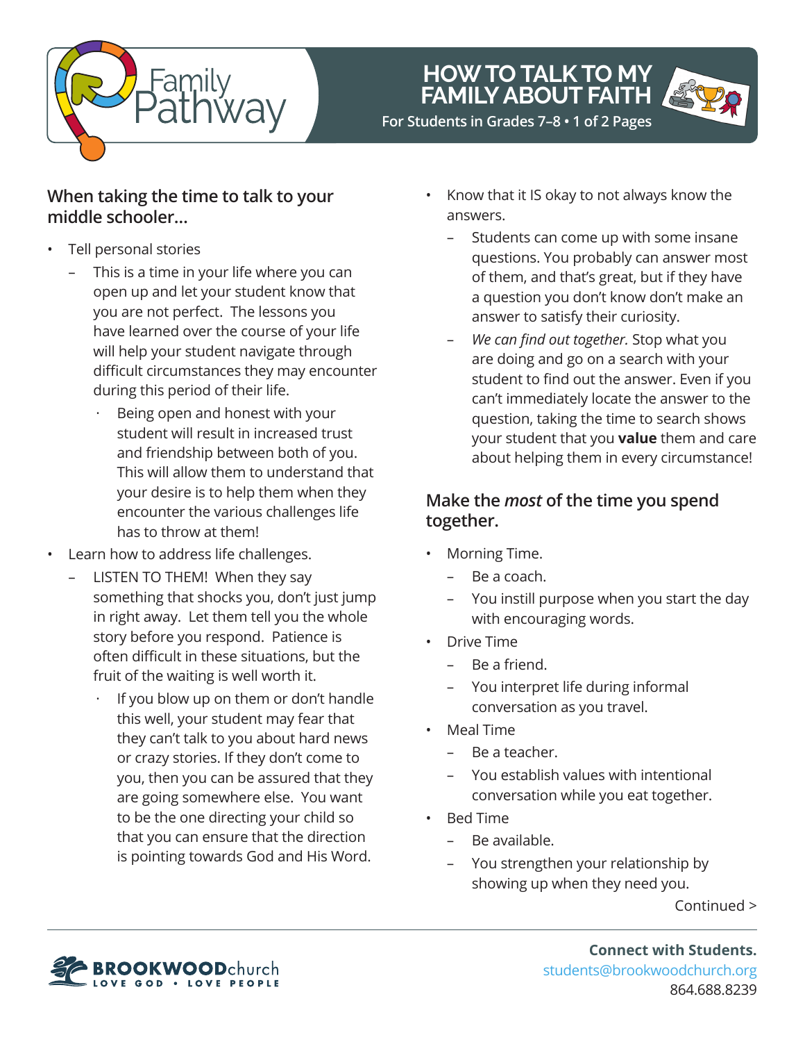# HOW TO TALK TO MY FAMILY ABOUT FAITH

For Students in Grades 7–8 • 1 of 2 Pages

## When taking the time to talk to your middle schooler...

- Tell personal stories
  - This is a time in your life where you can open up and let your student know that you are not perfect. The lessons you have learned over the course of your life will help your student navigate through difficult circumstances they may encounter during this period of their life.
    - Being open and honest with your student will result in increased trust and friendship between both of you. This will allow them to understand that your desire is to help them when they encounter the various challenges life has to throw at them!
- Learn how to address life challenges.
  - LISTEN TO THEM! When they say something that shocks you, don't just jump in right away. Let them tell you the whole story before you respond. Patience is often difficult in these situations, but the fruit of the waiting is well worth it.
    - If you blow up on them or don't handle this well, your student may fear that they can't talk to you about hard news or crazy stories. If they don't come to you, then you can be assured that they are going somewhere else. You want to be the one directing your child so that you can ensure that the direction is pointing towards God and His Word.
- Know that it IS okay to not always know the answers.
  - Students can come up with some insane questions. You probably can answer most of them, and that's great, but if they have a question you don't know don't make an answer to satisfy their curiosity.
  - *We can find out together.* Stop what you are doing and go on a search with your student to find out the answer. Even if you can't immediately locate the answer to the question, taking the time to search shows your student that you **value** them and care about helping them in every circumstance!

## Make the *most* of the time you spend together.

- Morning Time.
  - Be a coach.
  - You instill purpose when you start the day with encouraging words.
- Drive Time
  - Be a friend.
  - You interpret life during informal conversation as you travel.
- Meal Time
  - Be a teacher.
  - You establish values with intentional conversation while you eat together.
- Bed Time
  - Be available.
  - You strengthen your relationship by showing up when they need you.

Continued >

**Connect with Students.**
students@brookwoodchurch.org
864.688.8239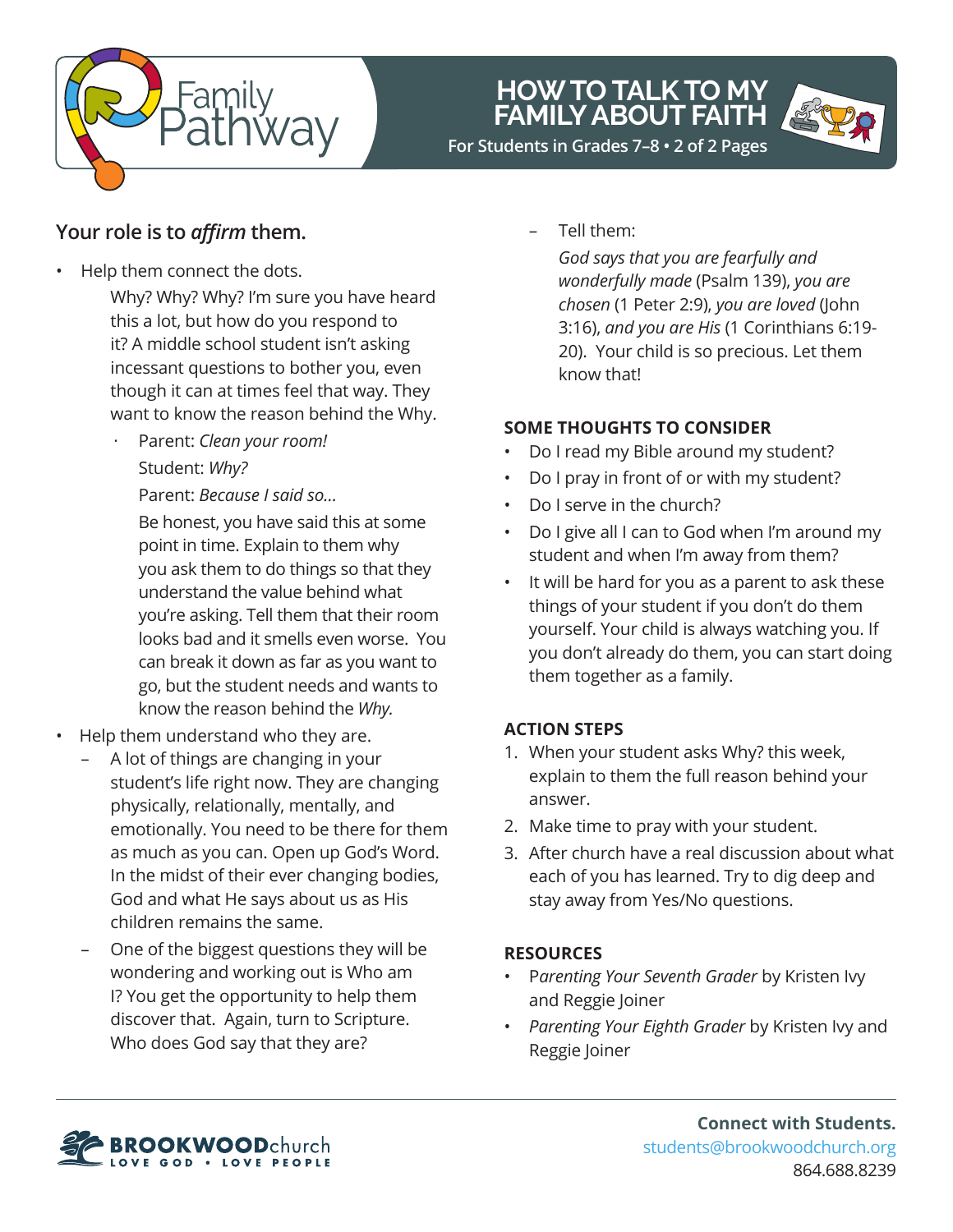# HOW TO TALK TO MY FAMILY ABOUT FAITH

For Students in Grades 7–8 • 2 of 2 Pages

## Your role is to *affirm* them.

- Help them connect the dots.

  Why? Why? Why? I'm sure you have heard this a lot, but how do you respond to it? A middle school student isn't asking incessant questions to bother you, even though it can at times feel that way. They want to know the reason behind the Why.

  - Parent: *Clean your room!*

    Student: *Why?*

    Parent: *Because I said so...*

    Be honest, you have said this at some point in time. Explain to them why you ask them to do things so that they understand the value behind what you're asking. Tell them that their room looks bad and it smells even worse. You can break it down as far as you want to go, but the student needs and wants to know the reason behind the *Why.*

- Help them understand who they are.
  - A lot of things are changing in your student's life right now. They are changing physically, relationally, mentally, and emotionally. You need to be there for them as much as you can. Open up God's Word. In the midst of their ever changing bodies, God and what He says about us as His children remains the same.
  - One of the biggest questions they will be wondering and working out is Who am I? You get the opportunity to help them discover that. Again, turn to Scripture. Who does God say that they are?
  - Tell them:

    *God says that you are fearfully and wonderfully made* (Psalm 139), *you are chosen* (1 Peter 2:9), *you are loved* (John 3:16), *and you are His* (1 Corinthians 6:19-20). Your child is so precious. Let them know that!

### SOME THOUGHTS TO CONSIDER

- Do I read my Bible around my student?
- Do I pray in front of or with my student?
- Do I serve in the church?
- Do I give all I can to God when I'm around my student and when I'm away from them?
- It will be hard for you as a parent to ask these things of your student if you don't do them yourself. Your child is always watching you. If you don't already do them, you can start doing them together as a family.

### ACTION STEPS

1. When your student asks Why? this week, explain to them the full reason behind your answer.
2. Make time to pray with your student.
3. After church have a real discussion about what each of you has learned. Try to dig deep and stay away from Yes/No questions.

### RESOURCES

- *Parenting Your Seventh Grader* by Kristen Ivy and Reggie Joiner
- *Parenting Your Eighth Grader* by Kristen Ivy and Reggie Joiner

BROOKWOODchurch
LOVE GOD • LOVE PEOPLE

**Connect with Students.**
students@brookwoodchurch.org
864.688.8239